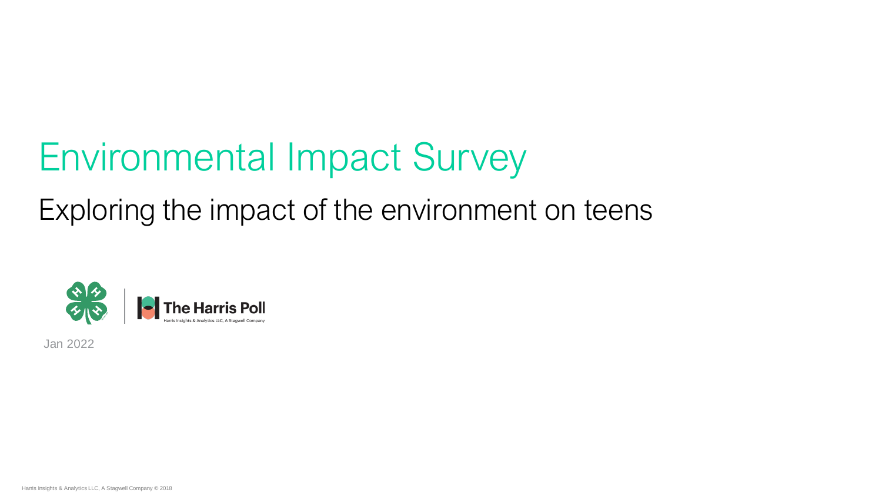# Environmental Impact Survey

## Exploring the impact of the environment on teens

The Harris Poll
Harris Insights & Analytics LLC, A Stagwell Company

Jan 2022

Harris Insights & Analytics LLC, A Stagwell Company © 2018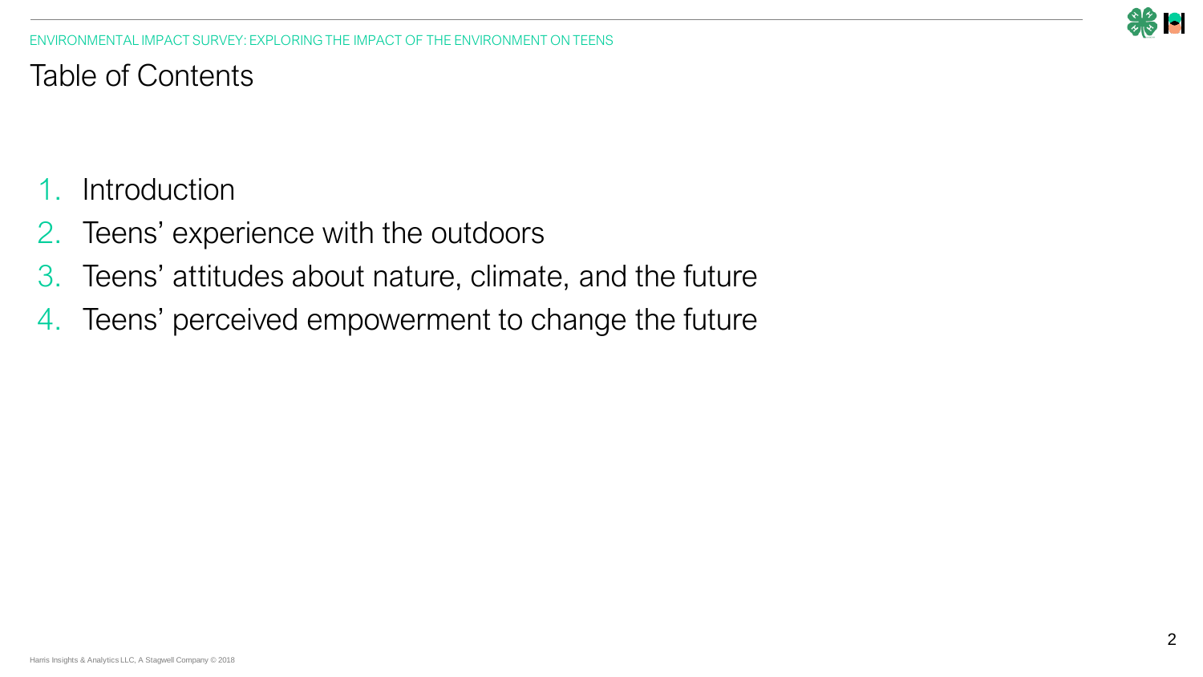# Table of Contents

1. Introduction
2. Teens' experience with the outdoors
3. Teens' attitudes about nature, climate, and the future
4. Teens' perceived empowerment to change the future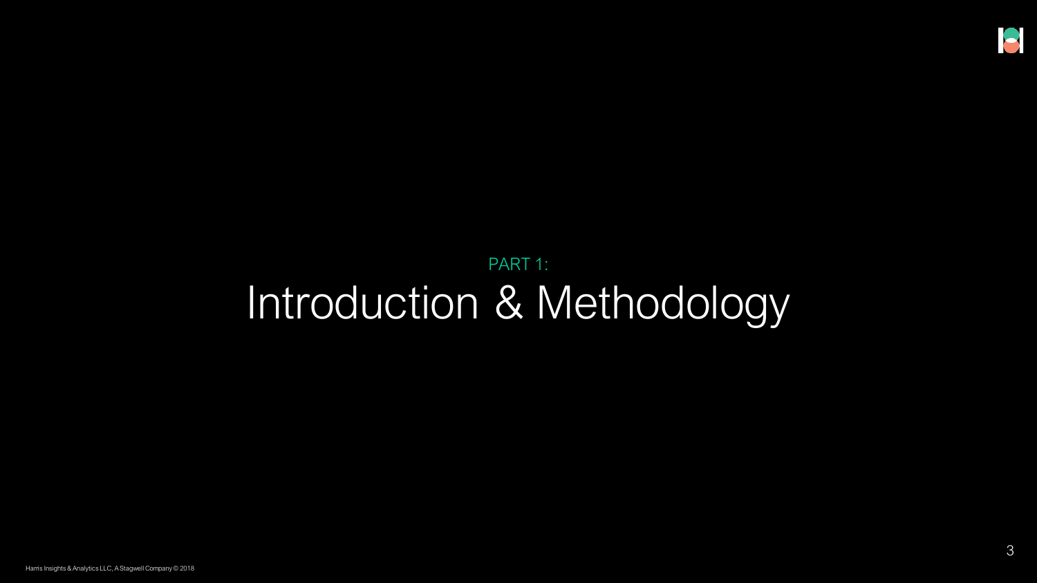PART 1:

# Introduction & Methodology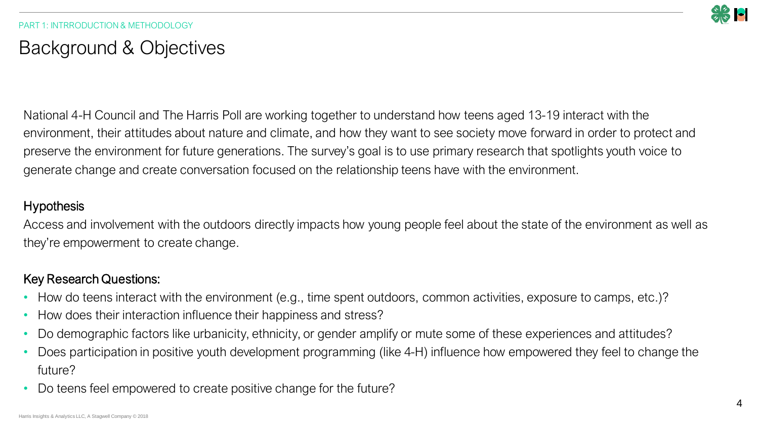PART 1: INTRRODUCTION & METHODOLOGY

# Background & Objectives

National 4-H Council and The Harris Poll are working together to understand how teens aged 13-19 interact with the environment, their attitudes about nature and climate, and how they want to see society move forward in order to protect and preserve the environment for future generations. The survey's goal is to use primary research that spotlights youth voice to generate change and create conversation focused on the relationship teens have with the environment.

## Hypothesis

Access and involvement with the outdoors directly impacts how young people feel about the state of the environment as well as they're empowerment to create change.

## Key Research Questions:

- How do teens interact with the environment (e.g., time spent outdoors, common activities, exposure to camps, etc.)?
- How does their interaction influence their happiness and stress?
- Do demographic factors like urbanicity, ethnicity, or gender amplify or mute some of these experiences and attitudes?
- Does participation in positive youth development programming (like 4-H) influence how empowered they feel to change the future?
- Do teens feel empowered to create positive change for the future?

Harris Insights & Analytics LLC, A Stagwell Company © 2018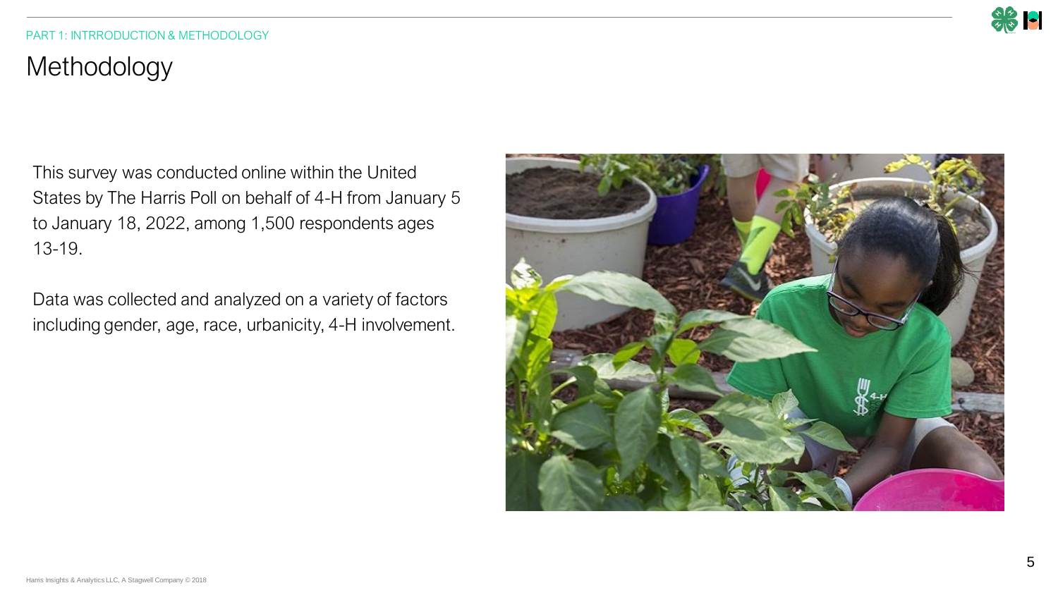PART 1: INTRRODUCTION & METHODOLOGY

# Methodology

This survey was conducted online within the United States by The Harris Poll on behalf of 4-H from January 5 to January 18, 2022, among 1,500 respondents ages 13-19.

Data was collected and analyzed on a variety of factors including gender, age, race, urbanicity, 4-H involvement.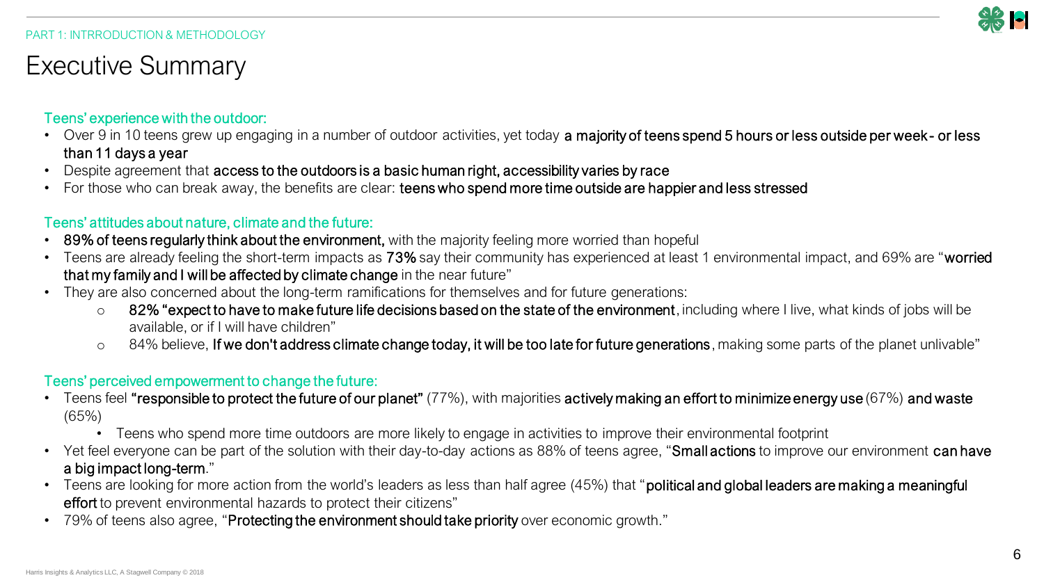PART 1: INTRRODUCTION & METHODOLOGY

# Executive Summary

### Teens' experience with the outdoor:

- Over 9 in 10 teens grew up engaging in a number of outdoor activities, yet today **a majority of teens spend 5 hours or less outside per week- or less than 11 days a year**
- Despite agreement that **access to the outdoors is a basic human right, accessibility varies by race**
- For those who can break away, the benefits are clear: **teens who spend more time outside are happier and less stressed**

### Teens' attitudes about nature, climate and the future:

- **89% of teens regularly think about the environment,** with the majority feeling more worried than hopeful
- Teens are already feeling the short-term impacts as **73%** say their community has experienced at least 1 environmental impact, and 69% are "**worried that my family and I will be affected by climate change** in the near future"
- They are also concerned about the long-term ramifications for themselves and for future generations:
  - **82% "expect to have to make future life decisions based on the state of the environment**, including where I live, what kinds of jobs will be available, or if I will have children"
  - 84% believe, **If we don't address climate change today, it will be too late for future generations**, making some parts of the planet unlivable"

### Teens' perceived empowerment to change the future:

- Teens feel **"responsible to protect the future of our planet"** (77%), with majorities **actively making an effort to minimize energy use** (67%) **and waste** (65%)
  - Teens who spend more time outdoors are more likely to engage in activities to improve their environmental footprint
- Yet feel everyone can be part of the solution with their day-to-day actions as 88% of teens agree, "**Small actions** to improve our environment **can have a big impact long-term**."
- Teens are looking for more action from the world's leaders as less than half agree (45%) that "**political and global leaders are making a meaningful effort** to prevent environmental hazards to protect their citizens"
- 79% of teens also agree, "**Protecting the environment should take priority** over economic growth."

Harris Insights & Analytics LLC, A Stagwell Company © 2018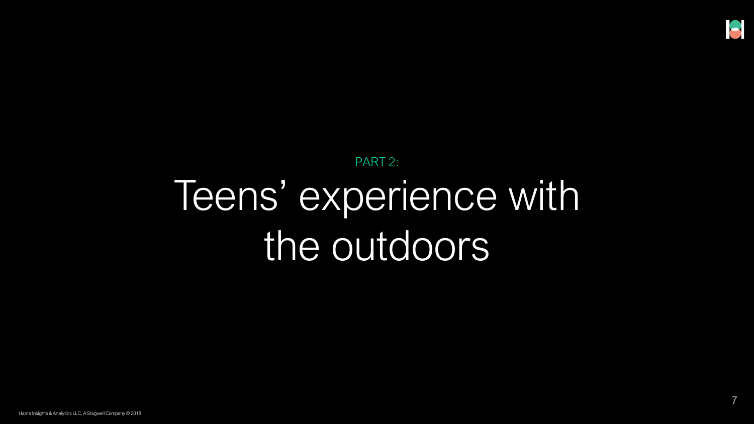PART 2:

# Teens' experience with the outdoors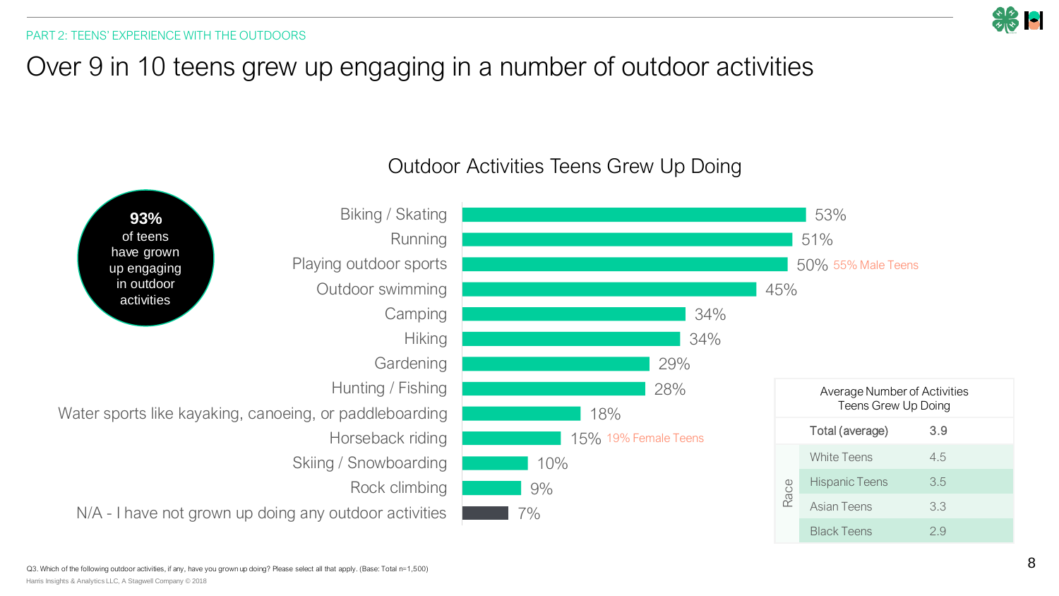PART 2: TEENS' EXPERIENCE WITH THE OUTDOORS

# Over 9 in 10 teens grew up engaging in a number of outdoor activities

**93%** of teens have grown up engaging in outdoor activities

## Outdoor Activities Teens Grew Up Doing

| Activity | % |
|---|---|
| Biking / Skating | 53% |
| Running | 51% |
| Playing outdoor sports | 50% (55% Male Teens) |
| Outdoor swimming | 45% |
| Camping | 34% |
| Hiking | 34% |
| Gardening | 29% |
| Hunting / Fishing | 28% |
| Water sports like kayaking, canoeing, or paddleboarding | 18% |
| Horseback riding | 15% (19% Female Teens) |
| Skiing / Snowboarding | 10% |
| Rock climbing | 9% |
| N/A - I have not grown up doing any outdoor activities | 7% |

| Average Number of Activities Teens Grew Up Doing | | |
|---|---|---|
| | Total (average) | 3.9 |
| Race | White Teens | 4.5 |
| | Hispanic Teens | 3.5 |
| | Asian Teens | 3.3 |
| | Black Teens | 2.9 |

Q3. Which of the following outdoor activities, if any, have you grown up doing? Please select all that apply. (Base: Total n=1,500)

Harris Insights & Analytics LLC, A Stagwell Company © 2018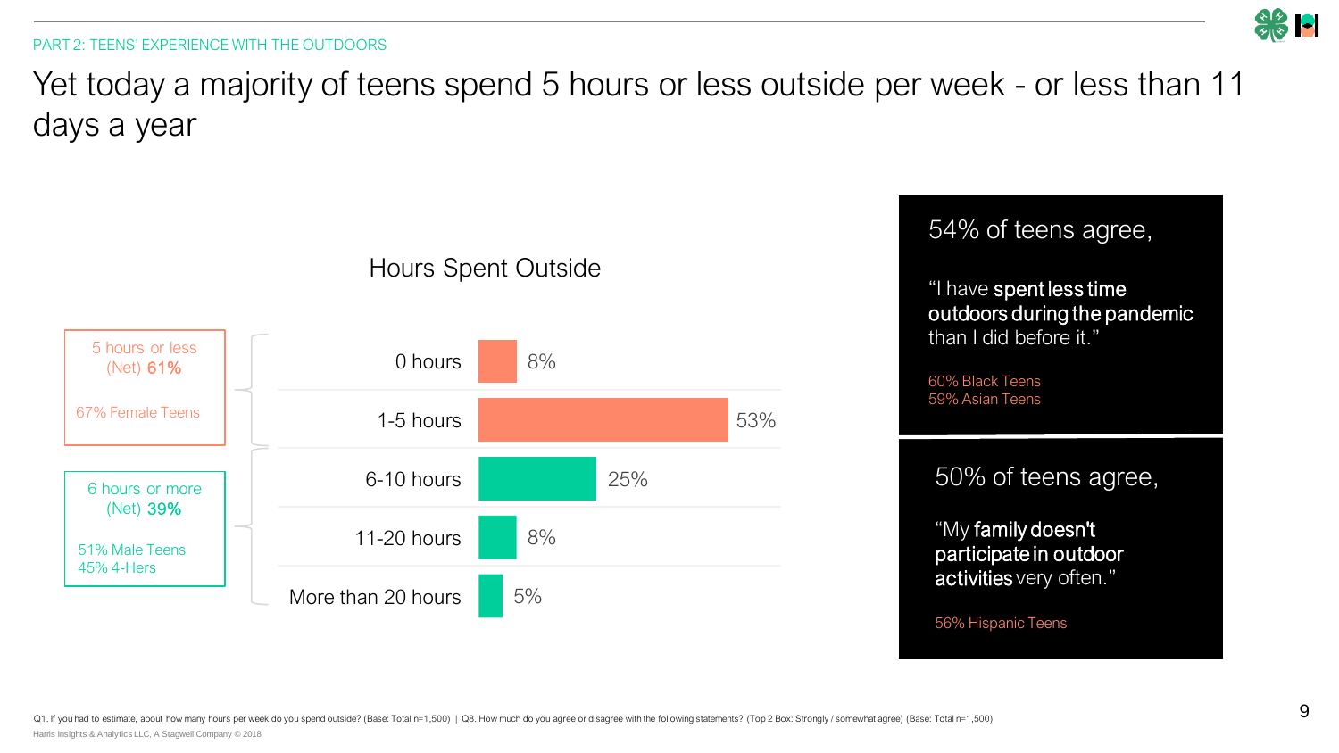PART 2: TEENS' EXPERIENCE WITH THE OUTDOORS

# Yet today a majority of teens spend 5 hours or less outside per week - or less than 11 days a year

## Hours Spent Outside

| Hours | % |
|---|---|
| 0 hours | 8% |
| 1-5 hours | 53% |
| 6-10 hours | 25% |
| 11-20 hours | 8% |
| More than 20 hours | 5% |

5 hours or less (Net) **61%**

67% Female Teens

6 hours or more (Net) **39%**

51% Male Teens
45% 4-Hers

54% of teens agree,

"I have **spent less time outdoors during the pandemic** than I did before it."

60% Black Teens
59% Asian Teens

50% of teens agree,

"My **family doesn't participate in outdoor activities** very often."

56% Hispanic Teens

Q1. If you had to estimate, about how many hours per week do you spend outside? (Base: Total n=1,500) | Q8. How much do you agree or disagree with the following statements? (Top 2 Box: Strongly / somewhat agree) (Base: Total n=1,500)

Harris Insights & Analytics LLC, A Stagwell Company © 2018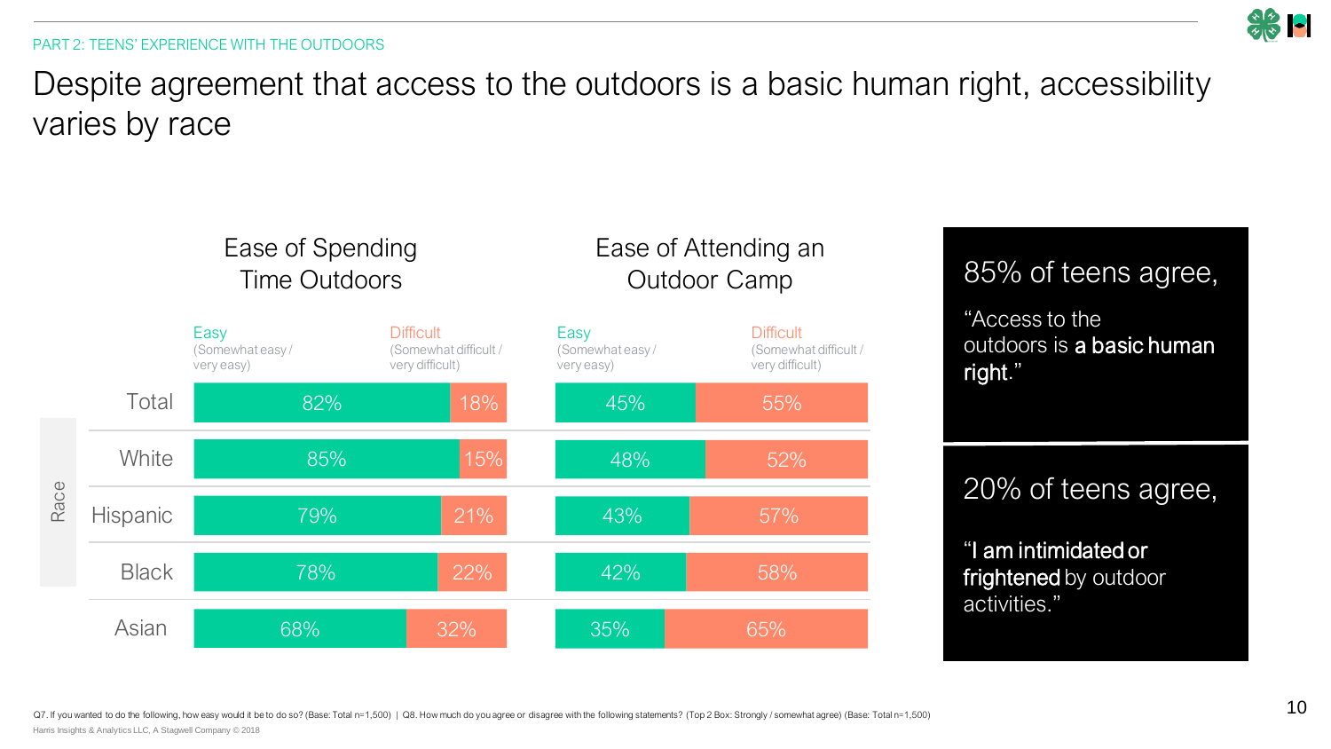PART 2: TEENS' EXPERIENCE WITH THE OUTDOORS

# Despite agreement that access to the outdoors is a basic human right, accessibility varies by race

| Race | Ease of Spending Time Outdoors: Easy (Somewhat easy / very easy) | Ease of Spending Time Outdoors: Difficult (Somewhat difficult / very difficult) | Ease of Attending an Outdoor Camp: Easy (Somewhat easy / very easy) | Ease of Attending an Outdoor Camp: Difficult (Somewhat difficult / very difficult) |
|---|---|---|---|---|
| Total | 82% | 18% | 45% | 55% |
| White | 85% | 15% | 48% | 52% |
| Hispanic | 79% | 21% | 43% | 57% |
| Black | 78% | 22% | 42% | 58% |
| Asian | 68% | 32% | 35% | 65% |

85% of teens agree,

"Access to the outdoors is **a basic human right**."

20% of teens agree,

"**I am intimidated or frightened** by outdoor activities."

Q7. If you wanted to do the following, how easy would it be to do so? (Base: Total n=1,500) | Q8. How much do you agree or disagree with the following statements? (Top 2 Box: Strongly / somewhat agree) (Base: Total n=1,500)

Harris Insights & Analytics LLC, A Stagwell Company © 2018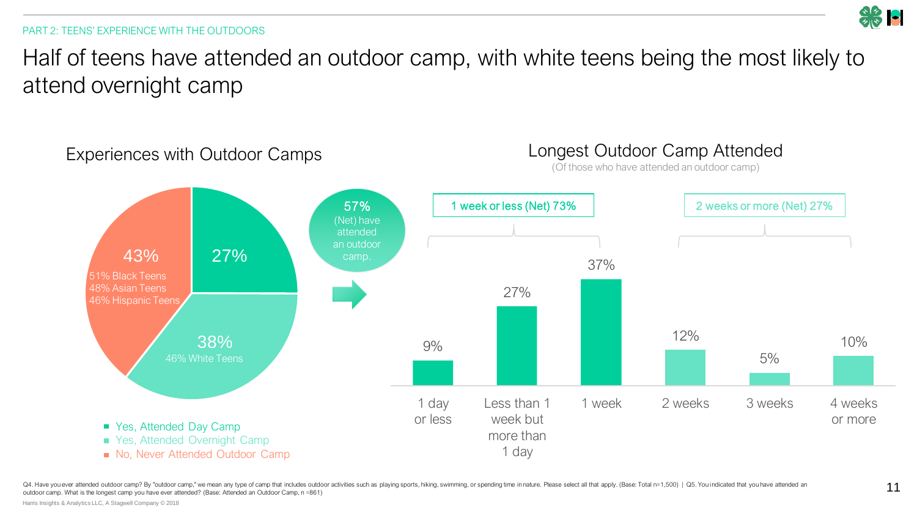PART 2: TEENS' EXPERIENCE WITH THE OUTDOORS

# Half of teens have attended an outdoor camp, with white teens being the most likely to attend overnight camp

## Experiences with Outdoor Camps

| Response | % | Detail |
|---|---|---|
| Yes, Attended Day Camp | 27% | |
| Yes, Attended Overnight Camp | 38% | 46% White Teens |
| No, Never Attended Outdoor Camp | 43% | 51% Black Teens; 48% Asian Teens; 46% Hispanic Teens |

57% (Net) have attended an outdoor camp.

## Longest Outdoor Camp Attended

(Of those who have attended an outdoor camp)

| 1 week or less (Net) 73% | | | 2 weeks or more (Net) 27% | | |
|---|---|---|---|---|---|
| 1 day or less | Less than 1 week but more than 1 day | 1 week | 2 weeks | 3 weeks | 4 weeks or more |
| 9% | 27% | 37% | 12% | 5% | 10% |

Q4. Have you ever attended outdoor camp? By "outdoor camp," we mean any type of camp that includes outdoor activities such as playing sports, hiking, swimming, or spending time in nature. Please select all that apply. (Base: Total n=1,500) | Q5. You indicated that you have attended an outdoor camp. What is the longest camp you have ever attended? (Base: Attended an Outdoor Camp, n =861)

Harris Insights & Analytics LLC, A Stagwell Company © 2018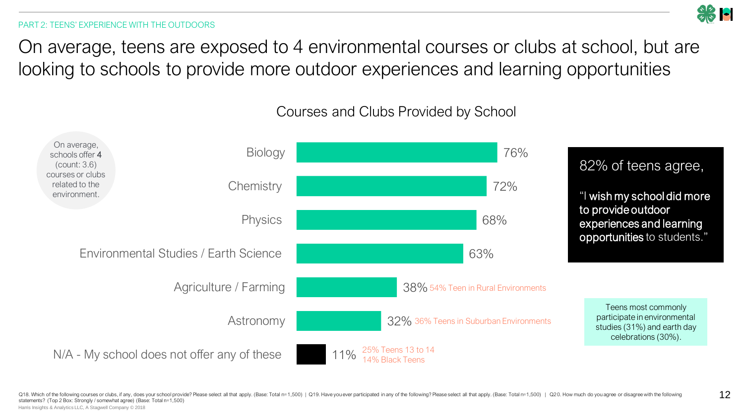PART 2: TEENS' EXPERIENCE WITH THE OUTDOORS

# On average, teens are exposed to 4 environmental courses or clubs at school, but are looking to schools to provide more outdoor experiences and learning opportunities

On average, schools offer **4** (count: 3.6) courses or clubs related to the environment.

## Courses and Clubs Provided by School

| Course / Club | % | Subgroup |
| --- | --- | --- |
| Biology | 76% | |
| Chemistry | 72% | |
| Physics | 68% | |
| Environmental Studies / Earth Science | 63% | |
| Agriculture / Farming | 38% | 54% Teen in Rural Environments |
| Astronomy | 32% | 36% Teens in Suburban Environments |
| N/A - My school does not offer any of these | 11% | 25% Teens 13 to 14; 14% Black Teens |

82% of teens agree,

"I **wish my school did more to provide outdoor experiences and learning opportunities** to students."

Teens most commonly participate in environmental studies (31%) and earth day celebrations (30%).

Q18. Which of the following courses or clubs, if any, does your school provide? Please select all that apply. (Base: Total n=1,500) | Q19. Have you ever participated in any of the following? Please select all that apply. (Base: Total n=1,500) | Q20. How much do you agree or disagree with the following statements? (Top 2 Box: Strongly / somewhat agree) (Base: Total n=1,500)

Harris Insights & Analytics LLC, A Stagwell Company © 2018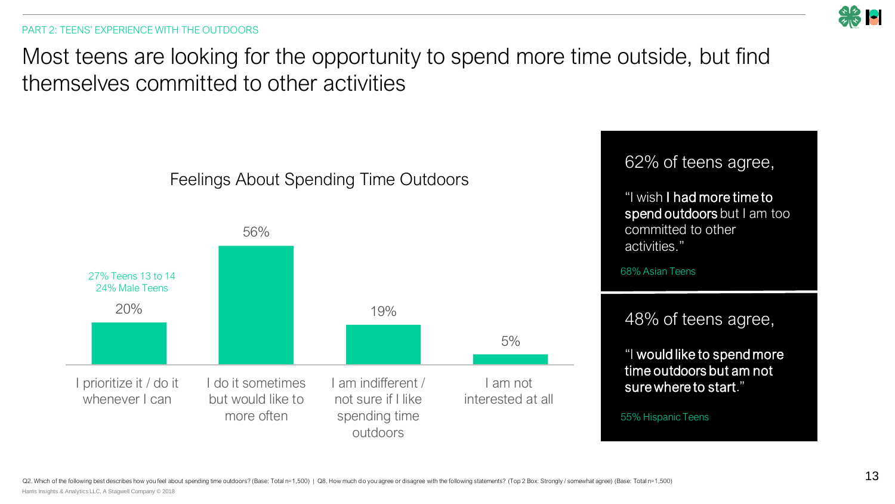PART 2: TEENS' EXPERIENCE WITH THE OUTDOORS

# Most teens are looking for the opportunity to spend more time outside, but find themselves committed to other activities

## Feelings About Spending Time Outdoors

| Response | Percentage |
|---|---|
| I prioritize it / do it whenever I can | 20% (27% Teens 13 to 14; 24% Male Teens) |
| I do it sometimes but would like to more often | 56% |
| I am indifferent / not sure if I like spending time outdoors | 19% |
| I am not interested at all | 5% |

62% of teens agree,

"I wish **I had more time to spend outdoors** but I am too committed to other activities."

68% Asian Teens

48% of teens agree,

"I **would like to spend more time outdoors but am not sure where to start**."

55% Hispanic Teens

Q2. Which of the following best describes how you feel about spending time outdoors? (Base: Total n=1,500) | Q8. How much do you agree or disagree with the following statements? (Top 2 Box: Strongly / somewhat agree) (Base: Total n=1,500)

Harris Insights & Analytics LLC, A Stagwell Company © 2018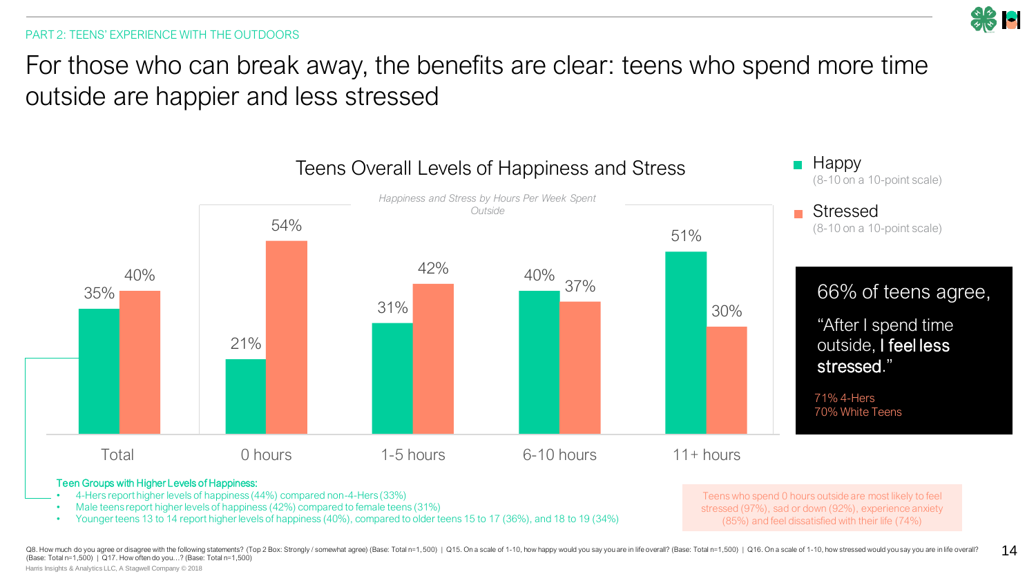PART 2: TEENS' EXPERIENCE WITH THE OUTDOORS

# For those who can break away, the benefits are clear: teens who spend more time outside are happier and less stressed

## Teens Overall Levels of Happiness and Stress

*Happiness and Stress by Hours Per Week Spent Outside*

| | Total | 0 hours | 1-5 hours | 6-10 hours | 11+ hours |
|---|---|---|---|---|---|
| Happy (8-10 on a 10-point scale) | 35% | 21% | 31% | 40% | 51% |
| Stressed (8-10 on a 10-point scale) | 40% | 54% | 42% | 37% | 30% |

**Teen Groups with Higher Levels of Happiness:**

- 4-Hers report higher levels of happiness (44%) compared non-4-Hers (33%)
- Male teens report higher levels of happiness (42%) compared to female teens (31%)
- Younger teens 13 to 14 report higher levels of happiness (40%), compared to older teens 15 to 17 (36%), and 18 to 19 (34%)

66% of teens agree,

"After I spend time outside, **I feel less stressed**."

71% 4-Hers
70% White Teens

Teens who spend 0 hours outside are most likely to feel stressed (97%), sad or down (92%), experience anxiety (85%) and feel dissatisfied with their life (74%)

Q8. How much do you agree or disagree with the following statements? (Top 2 Box: Strongly / somewhat agree) (Base: Total n=1,500) | Q15. On a scale of 1-10, how happy would you say you are in life overall? (Base: Total n=1,500) | Q16. On a scale of 1-10, how stressed would you say you are in life overall? (Base: Total n=1,500) | Q17. How often do you…? (Base: Total n=1,500)

Harris Insights & Analytics LLC, A Stagwell Company © 2018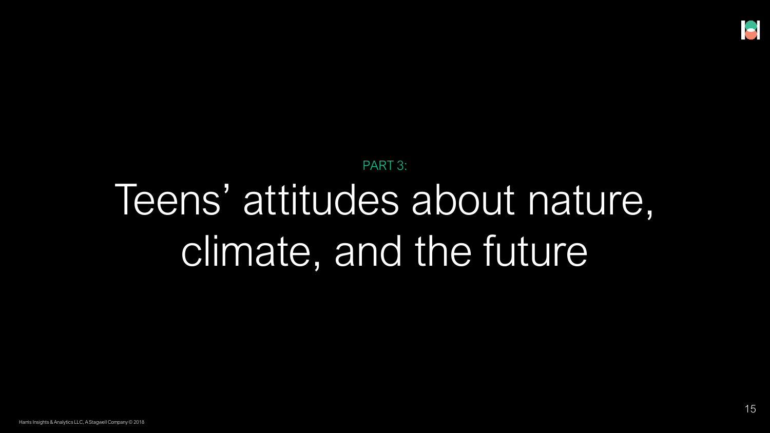PART 3:

# Teens' attitudes about nature, climate, and the future

Harris Insights & Analytics LLC, A Stagwell Company © 2018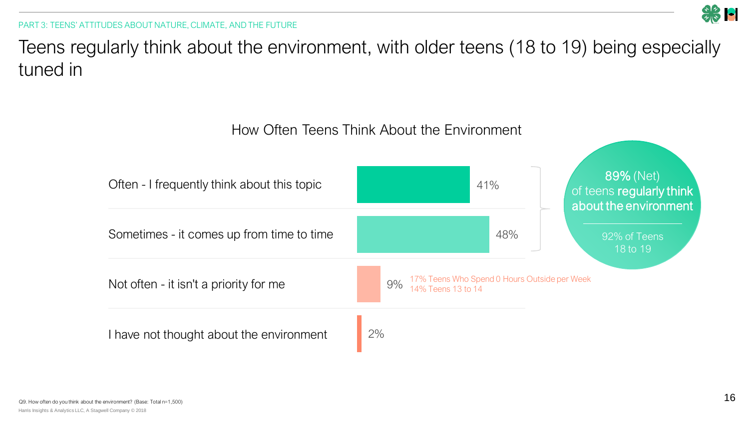PART 3: TEENS' ATTITUDES ABOUT NATURE, CLIMATE, AND THE FUTURE

# Teens regularly think about the environment, with older teens (18 to 19) being especially tuned in

## How Often Teens Think About the Environment

| Response | % |
| --- | --- |
| Often - I frequently think about this topic | 41% |
| Sometimes - it comes up from time to time | 48% |
| Not often - it isn't a priority for me | 9% |
| I have not thought about the environment | 2% |

**89%** (Net) of teens **regularly think about the environment**

92% of Teens 18 to 19

Not often: 17% Teens Who Spend 0 Hours Outside per Week; 14% Teens 13 to 14

Q9. How often do you think about the environment? (Base: Total n=1,500)

Harris Insights & Analytics LLC, A Stagwell Company © 2018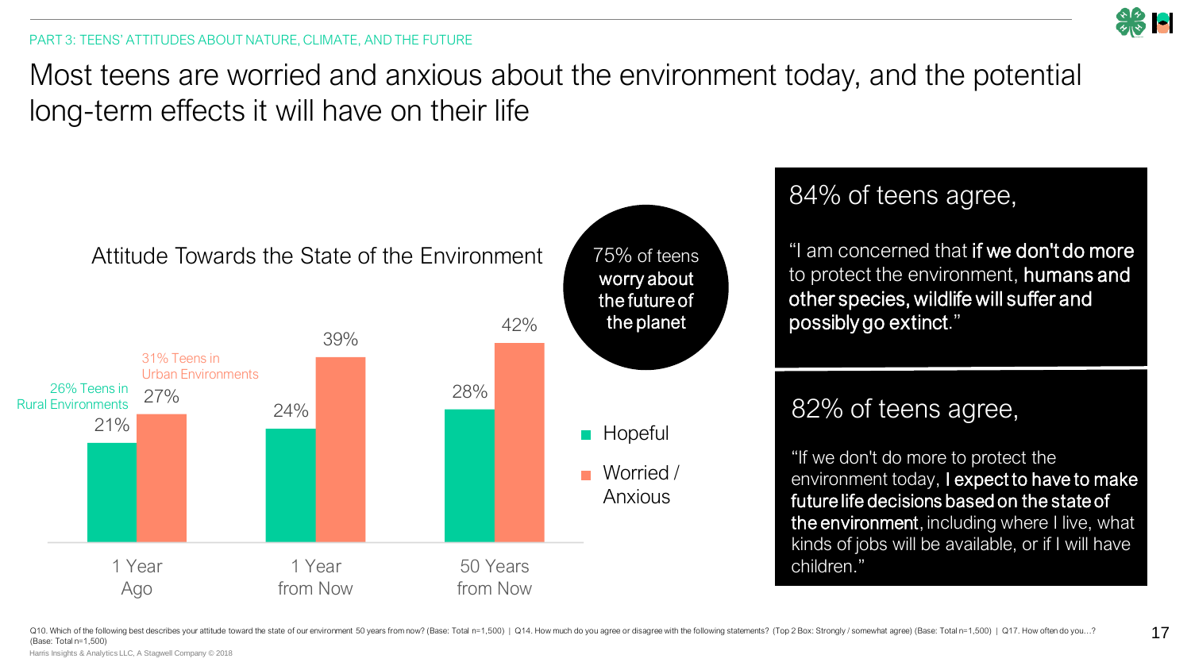PART 3: TEENS' ATTITUDES ABOUT NATURE, CLIMATE, AND THE FUTURE

# Most teens are worried and anxious about the environment today, and the potential long-term effects it will have on their life

### Attitude Towards the State of the Environment

| | Hopeful | Worried / Anxious |
|---|---|---|
| 1 Year Ago | 21% | 27% |
| 1 Year from Now | 24% | 39% |
| 50 Years from Now | 28% | 42% |

26% Teens in Rural Environments

31% Teens in Urban Environments

75% of teens **worry about the future of the planet**

## 84% of teens agree,

"I am concerned that **if we don't do more** to protect the environment, **humans and other species, wildlife will suffer and possibly go extinct**."

## 82% of teens agree,

"If we don't do more to protect the environment today, **I expect to have to make future life decisions based on the state of the environment**, including where I live, what kinds of jobs will be available, or if I will have children."

Q10. Which of the following best describes your attitude toward the state of our environment 50 years from now? (Base: Total n=1,500) | Q14. How much do you agree or disagree with the following statements? (Top 2 Box: Strongly / somewhat agree) (Base: Total n=1,500) | Q17. How often do you…? (Base: Total n=1,500)

Harris Insights & Analytics LLC, A Stagwell Company © 2018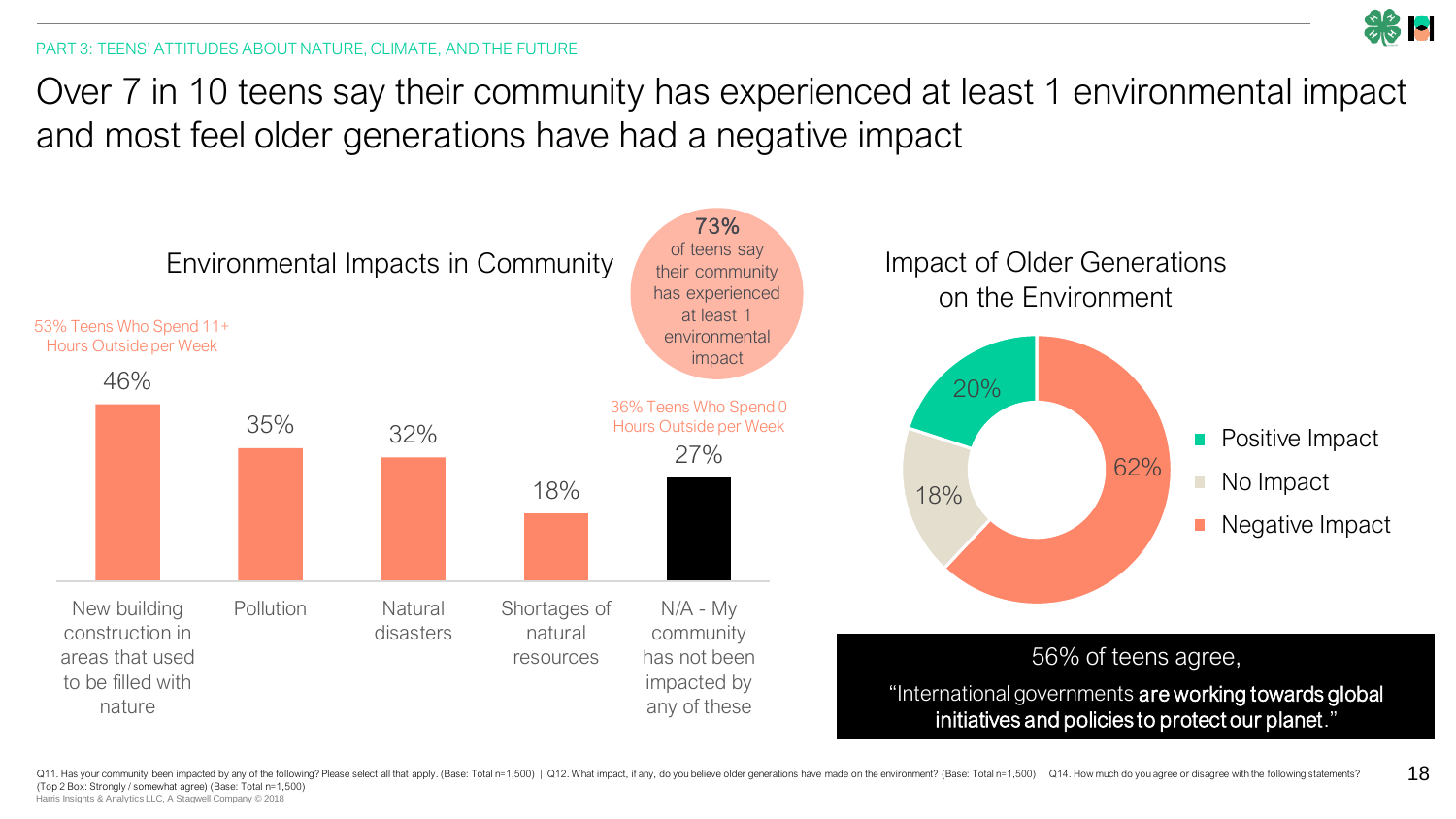PART 3: TEENS' ATTITUDES ABOUT NATURE, CLIMATE, AND THE FUTURE

# Over 7 in 10 teens say their community has experienced at least 1 environmental impact and most feel older generations have had a negative impact

## Environmental Impacts in Community

**73%** of teens say their community has experienced at least 1 environmental impact

| Impact | % |
|---|---|
| New building construction in areas that used to be filled with nature | 46% |
| Pollution | 35% |
| Natural disasters | 32% |
| Shortages of natural resources | 18% |
| N/A - My community has not been impacted by any of these | 27% |

53% Teens Who Spend 11+ Hours Outside per Week

36% Teens Who Spend 0 Hours Outside per Week

## Impact of Older Generations on the Environment

| Impact | % |
|---|---|
| Positive Impact | 20% |
| No Impact | 18% |
| Negative Impact | 62% |

56% of teens agree,

"International governments **are working towards global initiatives and policies to protect our planet**."

Q11. Has your community been impacted by any of the following? Please select all that apply. (Base: Total n=1,500) | Q12. What impact, if any, do you believe older generations have made on the environment? (Base: Total n=1,500) | Q14. How much do you agree or disagree with the following statements? (Top 2 Box: Strongly / somewhat agree) (Base: Total n=1,500)

Harris Insights & Analytics LLC, A Stagwell Company © 2018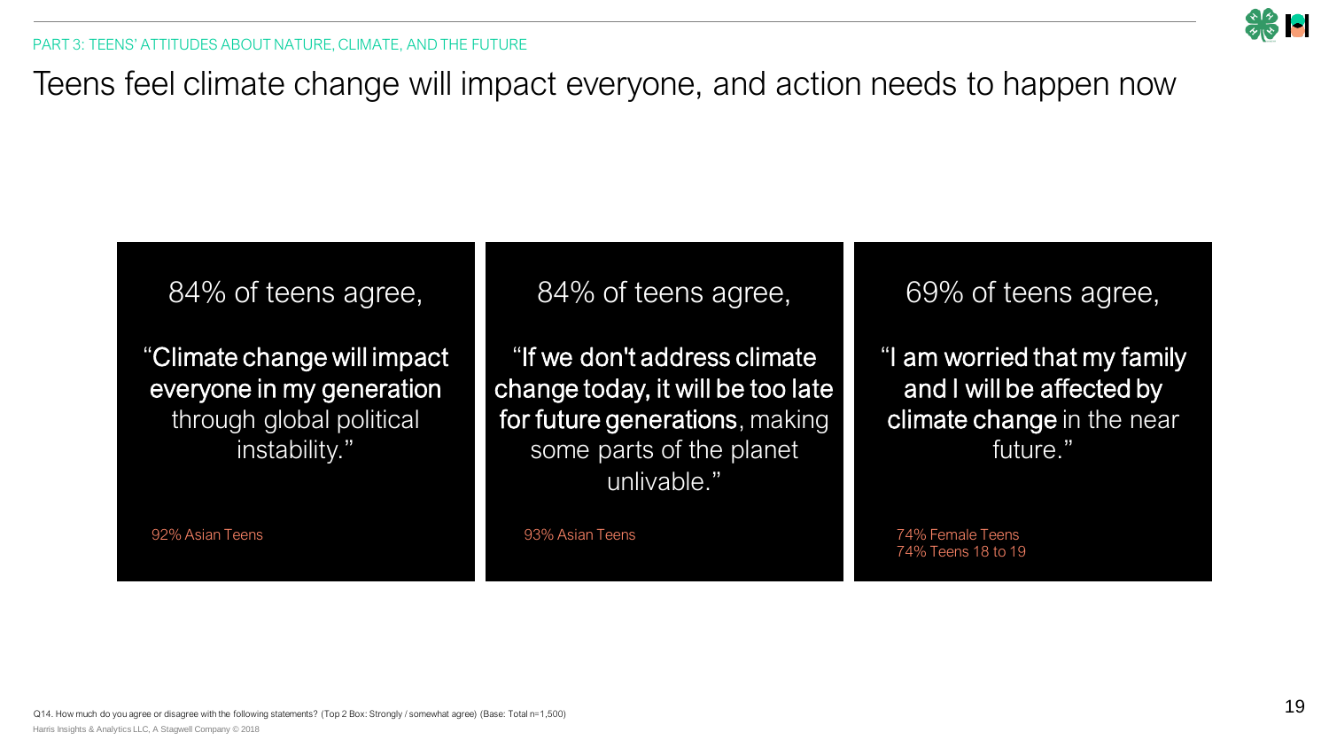PART 3: TEENS' ATTITUDES ABOUT NATURE, CLIMATE, AND THE FUTURE

# Teens feel climate change will impact everyone, and action needs to happen now

84% of teens agree,

"**Climate change will impact everyone in my generation** through global political instability."

92% Asian Teens

84% of teens agree,

"**If we don't address climate change today, it will be too late for future generations**, making some parts of the planet unlivable."

93% Asian Teens

69% of teens agree,

"**I am worried that my family and I will be affected by climate change** in the near future."

74% Female Teens
74% Teens 18 to 19

Q14. How much do you agree or disagree with the following statements? (Top 2 Box: Strongly / somewhat agree) (Base: Total n=1,500)

Harris Insights & Analytics LLC, A Stagwell Company © 2018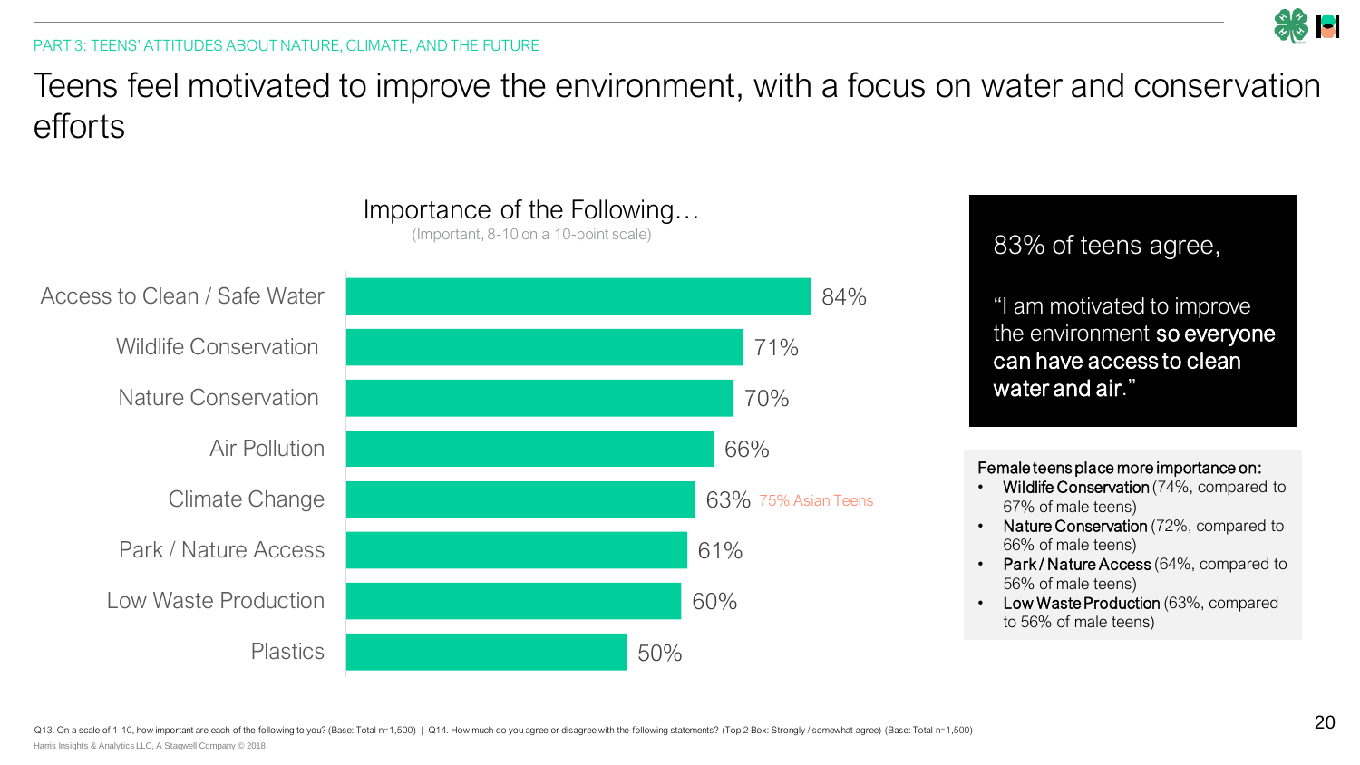PART 3: TEENS' ATTITUDES ABOUT NATURE, CLIMATE, AND THE FUTURE

# Teens feel motivated to improve the environment, with a focus on water and conservation efforts

## Importance of the Following…

(Important, 8-10 on a 10-point scale)

| Item | % |
| --- | --- |
| Access to Clean / Safe Water | 84% |
| Wildlife Conservation | 71% |
| Nature Conservation | 70% |
| Air Pollution | 66% |
| Climate Change | 63% (75% Asian Teens) |
| Park / Nature Access | 61% |
| Low Waste Production | 60% |
| Plastics | 50% |

83% of teens agree,

"I am motivated to improve the environment **so everyone can have access to clean water and air**."

**Female teens place more importance on:**

- **Wildlife Conservation** (74%, compared to 67% of male teens)
- **Nature Conservation** (72%, compared to 66% of male teens)
- **Park / Nature Access** (64%, compared to 56% of male teens)
- **Low Waste Production** (63%, compared to 56% of male teens)

Q13. On a scale of 1-10, how important are each of the following to you? (Base: Total n=1,500) | Q14. How much do you agree or disagree with the following statements? (Top 2 Box: Strongly / somewhat agree) (Base: Total n=1,500)

Harris Insights & Analytics LLC, A Stagwell Company © 2018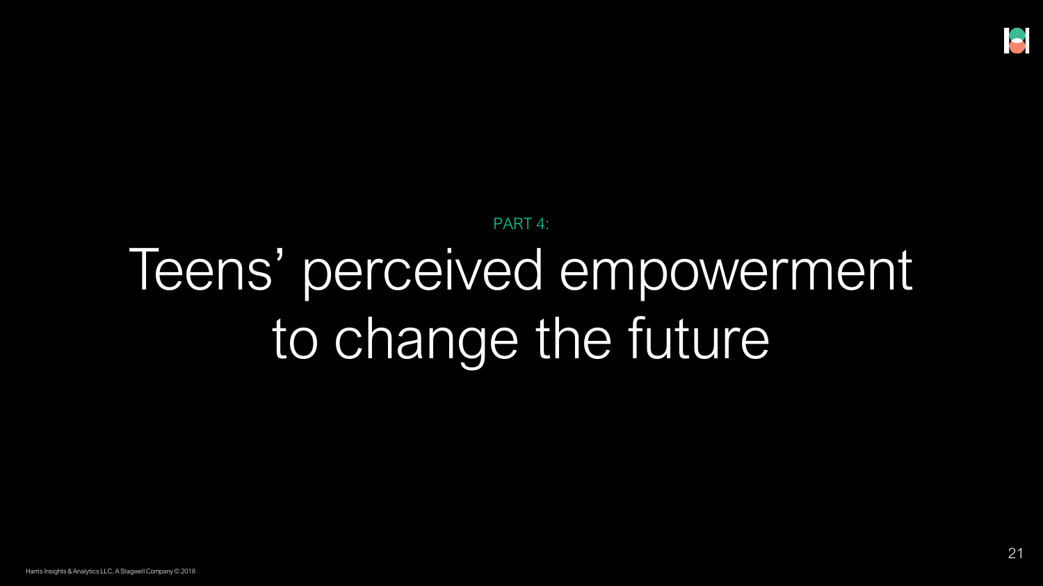PART 4:

# Teens' perceived empowerment to change the future

Harris Insights & Analytics LLC, A Stagwell Company © 2018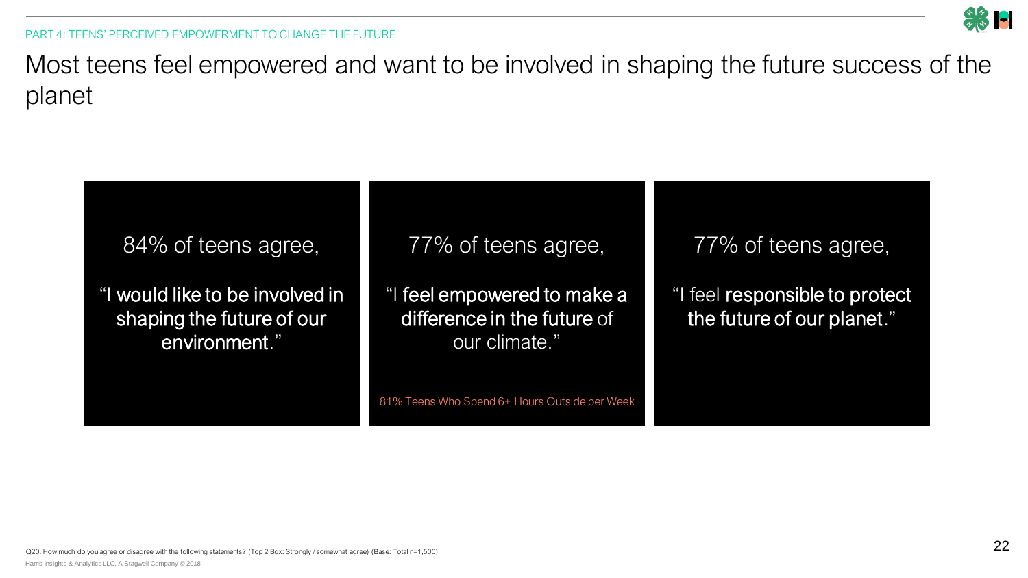PART 4: TEENS' PERCEIVED EMPOWERMENT TO CHANGE THE FUTURE

# Most teens feel empowered and want to be involved in shaping the future success of the planet

84% of teens agree,

"I **would like to be involved in shaping the future of our environment**."

77% of teens agree,

"I **feel empowered to make a difference in the future** of our climate."

81% Teens Who Spend 6+ Hours Outside per Week

77% of teens agree,

"I feel **responsible to protect the future of our planet**."

Q20. How much do you agree or disagree with the following statements? (Top 2 Box: Strongly / somewhat agree) (Base: Total n=1,500)

Harris Insights & Analytics LLC, A Stagwell Company © 2018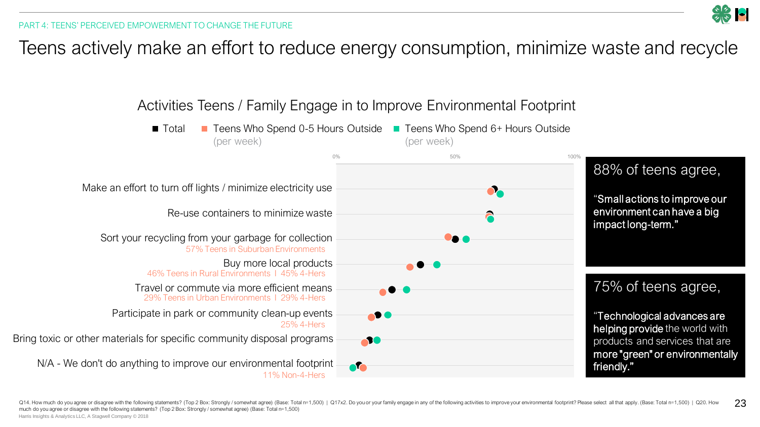PART 4: TEENS' PERCEIVED EMPOWERMENT TO CHANGE THE FUTURE

# Teens actively make an effort to reduce energy consumption, minimize waste and recycle

## Activities Teens / Family Engage in to Improve Environmental Footprint

■ Total ■ Teens Who Spend 0-5 Hours Outside (per week) ■ Teens Who Spend 6+ Hours Outside (per week)

0% 50% 100%

- Make an effort to turn off lights / minimize electricity use
- Re-use containers to minimize waste
- Sort your recycling from your garbage for collection
  - 57% Teens in Suburban Environments
- Buy more local products
  - 46% Teens in Rural Environments | 45% 4-Hers
- Travel or commute via more efficient means
  - 29% Teens in Urban Environments | 29% 4-Hers
- Participate in park or community clean-up events
  - 25% 4-Hers
- Bring toxic or other materials for specific community disposal programs
- N/A - We don't do anything to improve our environmental footprint
  - 11% Non-4-Hers

88% of teens agree,

"**Small actions to improve our environment can have a big impact long-term.**"

75% of teens agree,

"**Technological advances are helping provide** the world with products and services that are **more "green" or environmentally friendly.**"

Q14. How much do you agree or disagree with the following statements? (Top 2 Box: Strongly / somewhat agree) (Base: Total n=1,500) | Q17x2. Do you or your family engage in any of the following activities to improve your environmental footprint? Please select all that apply. (Base: Total n=1,500) | Q20. How much do you agree or disagree with the following statements? (Top 2 Box: Strongly / somewhat agree) (Base: Total n=1,500)

Harris Insights & Analytics LLC, A Stagwell Company © 2018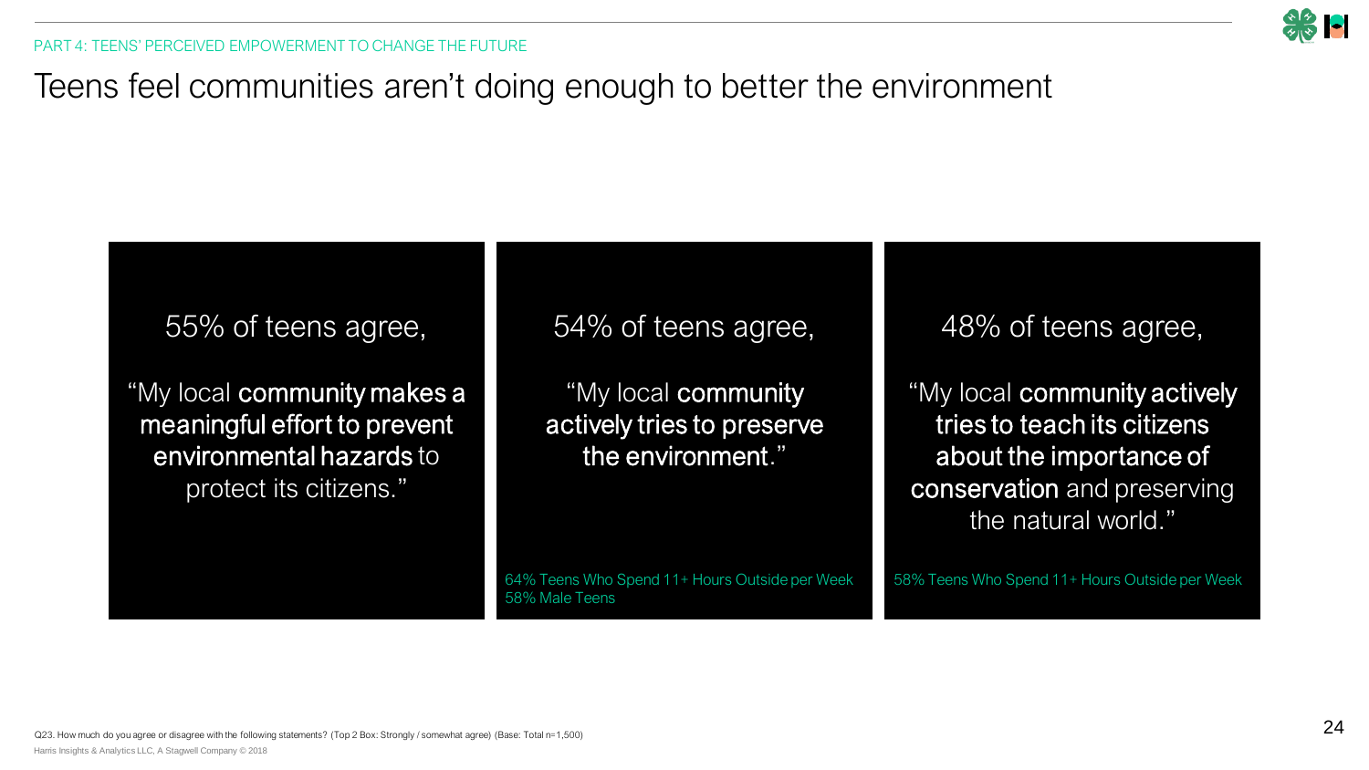PART 4: TEENS' PERCEIVED EMPOWERMENT TO CHANGE THE FUTURE

# Teens feel communities aren't doing enough to better the environment

55% of teens agree,

"My local **community makes a meaningful effort to prevent environmental hazards** to protect its citizens."

54% of teens agree,

"My local **community actively tries to preserve the environment**."

64% Teens Who Spend 11+ Hours Outside per Week
58% Male Teens

48% of teens agree,

"My local **community actively tries to teach its citizens about the importance of conservation** and preserving the natural world."

58% Teens Who Spend 11+ Hours Outside per Week

Q23. How much do you agree or disagree with the following statements? (Top 2 Box: Strongly / somewhat agree) (Base: Total n=1,500)

Harris Insights & Analytics LLC, A Stagwell Company © 2018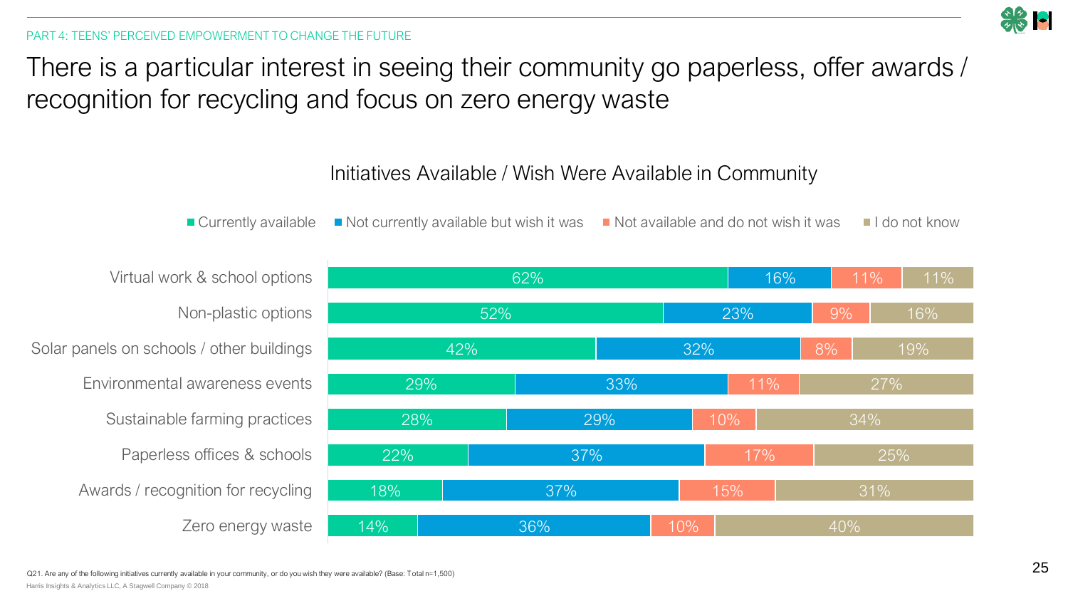PART 4: TEENS' PERCEIVED EMPOWERMENT TO CHANGE THE FUTURE

# There is a particular interest in seeing their community go paperless, offer awards / recognition for recycling and focus on zero energy waste

## Initiatives Available / Wish Were Available in Community

| | Currently available | Not currently available but wish it was | Not available and do not wish it was | I do not know |
|---|---|---|---|---|
| Virtual work & school options | 62% | 16% | 11% | 11% |
| Non-plastic options | 52% | 23% | 9% | 16% |
| Solar panels on schools / other buildings | 42% | 32% | 8% | 19% |
| Environmental awareness events | 29% | 33% | 11% | 27% |
| Sustainable farming practices | 28% | 29% | 10% | 34% |
| Paperless offices & schools | 22% | 37% | 17% | 25% |
| Awards / recognition for recycling | 18% | 37% | 15% | 31% |
| Zero energy waste | 14% | 36% | 10% | 40% |

Q21. Are any of the following initiatives currently available in your community, or do you wish they were available? (Base: Total n=1,500)

Harris Insights & Analytics LLC, A Stagwell Company © 2018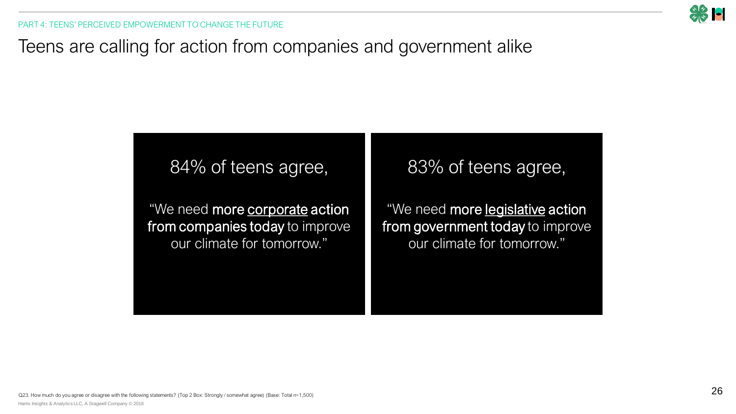PART 4: TEENS' PERCEIVED EMPOWERMENT TO CHANGE THE FUTURE

# Teens are calling for action from companies and government alike

84% of teens agree,

"We need **more corporate action from companies today** to improve our climate for tomorrow."

83% of teens agree,

"We need **more legislative action from government today** to improve our climate for tomorrow."

Q23. How much do you agree or disagree with the following statements? (Top 2 Box: Strongly / somewhat agree) (Base: Total n=1,500)

Harris Insights & Analytics LLC, A Stagwell Company © 2018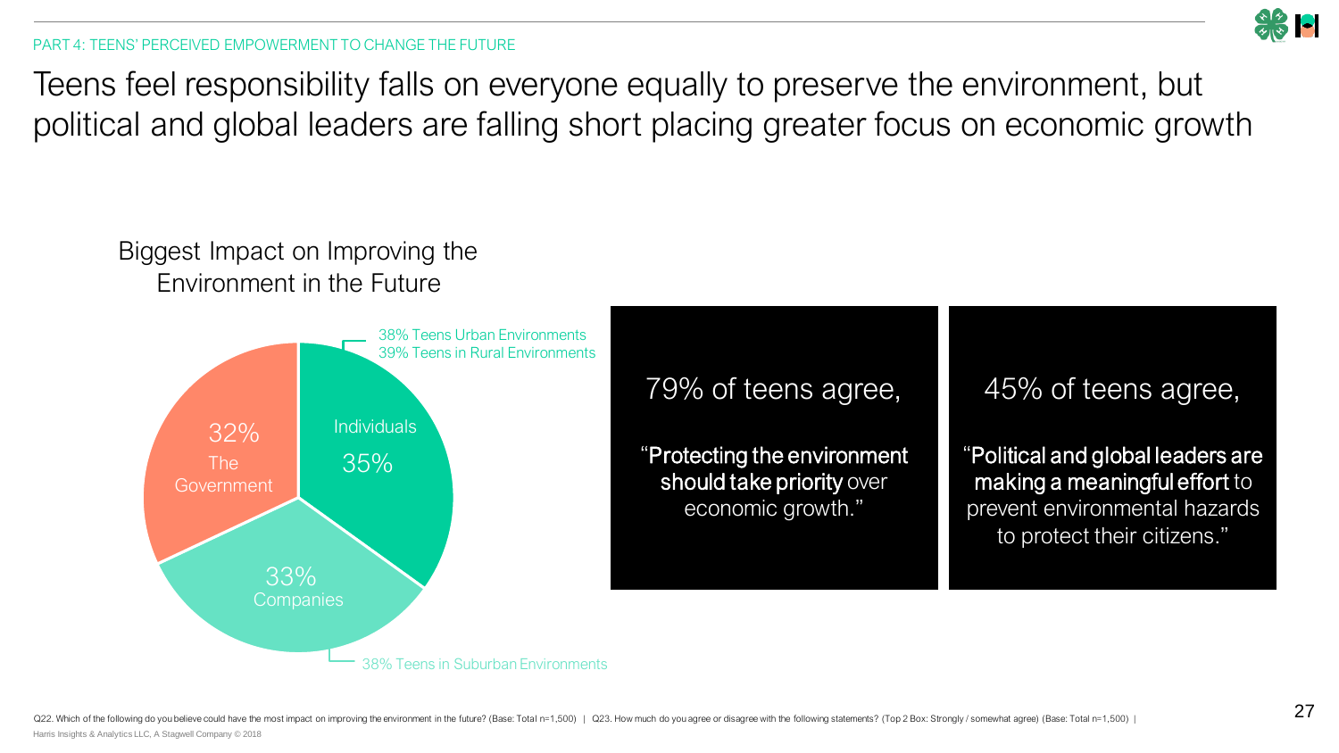PART 4: TEENS' PERCEIVED EMPOWERMENT TO CHANGE THE FUTURE

# Teens feel responsibility falls on everyone equally to preserve the environment, but political and global leaders are falling short placing greater focus on economic growth

## Biggest Impact on Improving the Environment in the Future

- Individuals 35%
  - 38% Teens Urban Environments
  - 39% Teens in Rural Environments
- Companies 33%
  - 38% Teens in Suburban Environments
- The Government 32%

79% of teens agree,

"**Protecting the environment should take priority** over economic growth."

45% of teens agree,

"**Political and global leaders are making a meaningful effort** to prevent environmental hazards to protect their citizens."

Q22. Which of the following do you believe could have the most impact on improving the environment in the future? (Base: Total n=1,500) | Q23. How much do you agree or disagree with the following statements? (Top 2 Box: Strongly / somewhat agree) (Base: Total n=1,500) |

Harris Insights & Analytics LLC, A Stagwell Company © 2018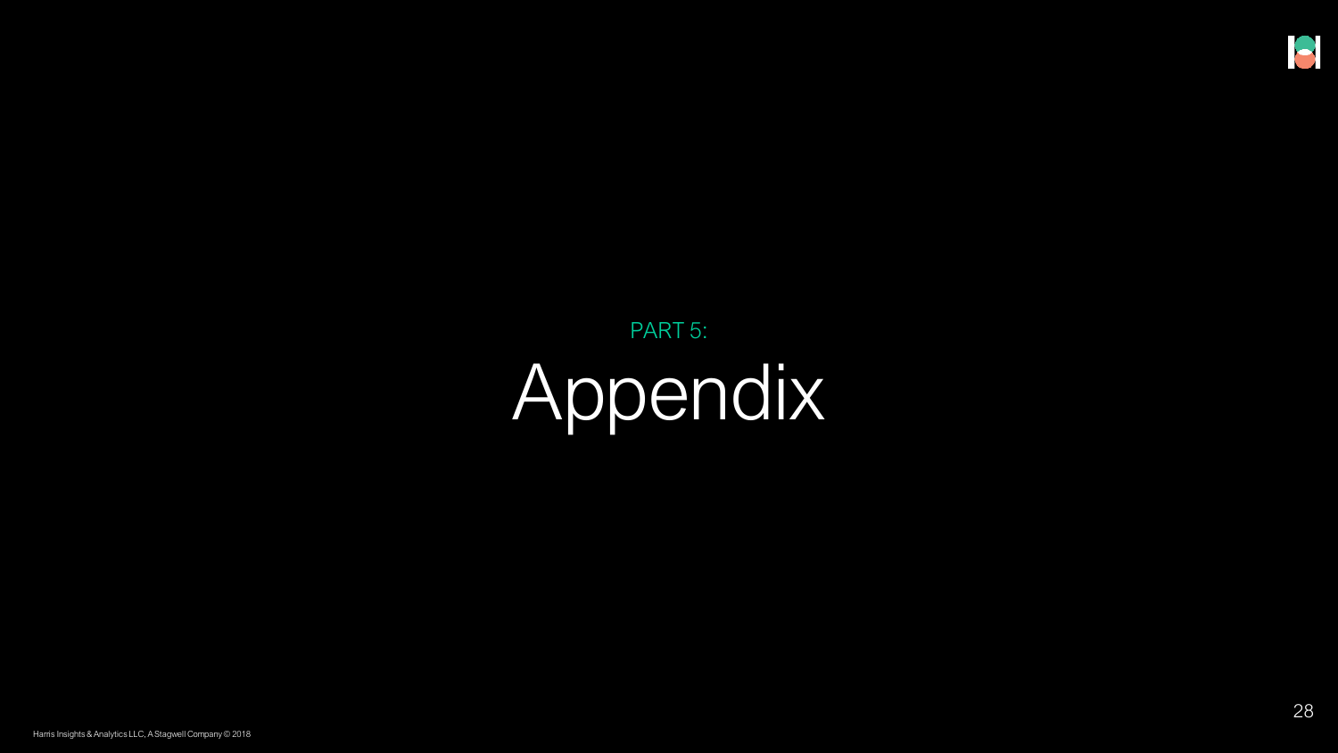PART 5:

# Appendix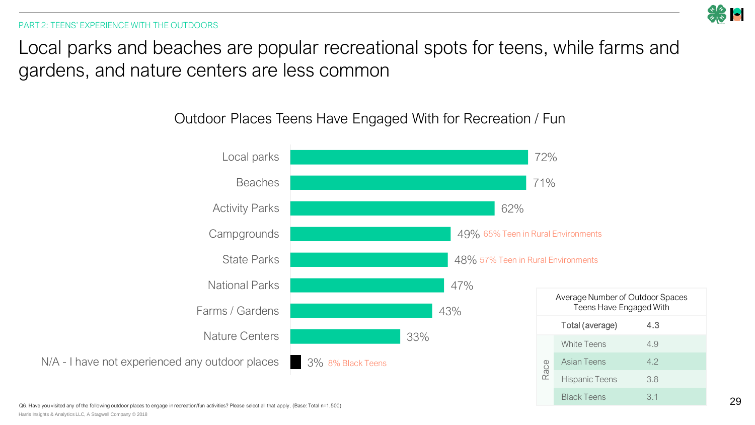PART 2: TEENS' EXPERIENCE WITH THE OUTDOORS

# Local parks and beaches are popular recreational spots for teens, while farms and gardens, and nature centers are less common

## Outdoor Places Teens Have Engaged With for Recreation / Fun

| Place | % | Note |
|---|---|---|
| Local parks | 72% | |
| Beaches | 71% | |
| Activity Parks | 62% | |
| Campgrounds | 49% | 65% Teen in Rural Environments |
| State Parks | 48% | 57% Teen in Rural Environments |
| National Parks | 47% | |
| Farms / Gardens | 43% | |
| Nature Centers | 33% | |
| N/A - I have not experienced any outdoor places | 3% | 8% Black Teens |

| Average Number of Outdoor Spaces Teens Have Engaged With | | |
|---|---|---|
| | Total (average) | 4.3 |
| Race | White Teens | 4.9 |
| | Asian Teens | 4.2 |
| | Hispanic Teens | 3.8 |
| | Black Teens | 3.1 |

Q6. Have you visited any of the following outdoor places to engage in recreation/fun activities? Please select all that apply. (Base: Total n=1,500)

Harris Insights & Analytics LLC, A Stagwell Company © 2018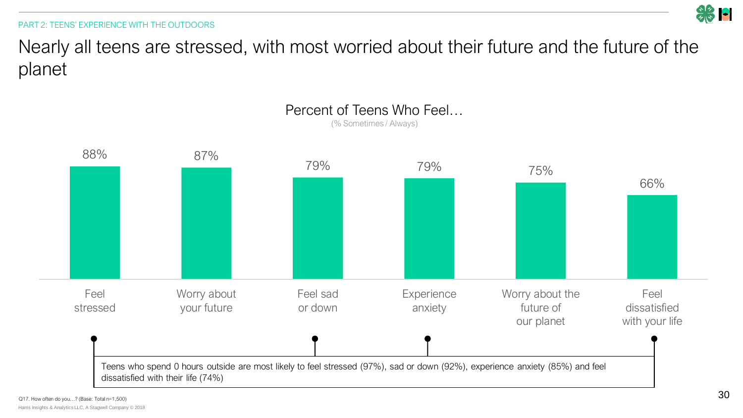PART 2: TEENS' EXPERIENCE WITH THE OUTDOORS

# Nearly all teens are stressed, with most worried about their future and the future of the planet

## Percent of Teens Who Feel…

(% Sometimes / Always)

| Feeling | % |
|---|---|
| Feel stressed | 88% |
| Worry about your future | 87% |
| Feel sad or down | 79% |
| Experience anxiety | 79% |
| Worry about the future of our planet | 75% |
| Feel dissatisfied with your life | 66% |

Teens who spend 0 hours outside are most likely to feel stressed (97%), sad or down (92%), experience anxiety (85%) and feel dissatisfied with their life (74%)

Q17. How often do you…? (Base: Total n=1,500)

Harris Insights & Analytics LLC, A Stagwell Company © 2018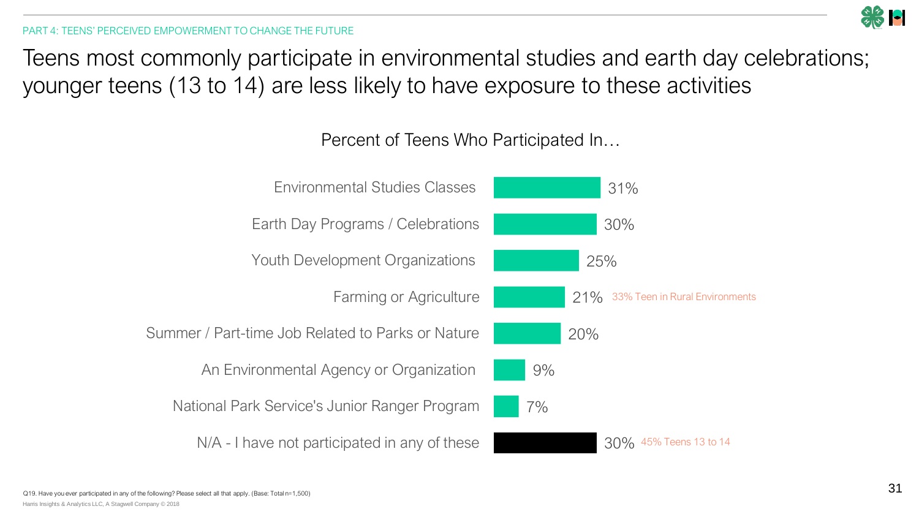PART 4: TEENS' PERCEIVED EMPOWERMENT TO CHANGE THE FUTURE

# Teens most commonly participate in environmental studies and earth day celebrations; younger teens (13 to 14) are less likely to have exposure to these activities

Percent of Teens Who Participated In…

Environmental Studies Classes 31%

Earth Day Programs / Celebrations 30%

Youth Development Organizations 25%

Farming or Agriculture 21% 33% Teen in Rural Environments

Summer / Part-time Job Related to Parks or Nature 20%

An Environmental Agency or Organization 9%

National Park Service's Junior Ranger Program 7%

N/A - I have not participated in any of these 30% 45% Teens 13 to 14

Q19. Have you ever participated in any of the following? Please select all that apply. (Base: Total n=1,500)

Harris Insights & Analytics LLC, A Stagwell Company © 2018